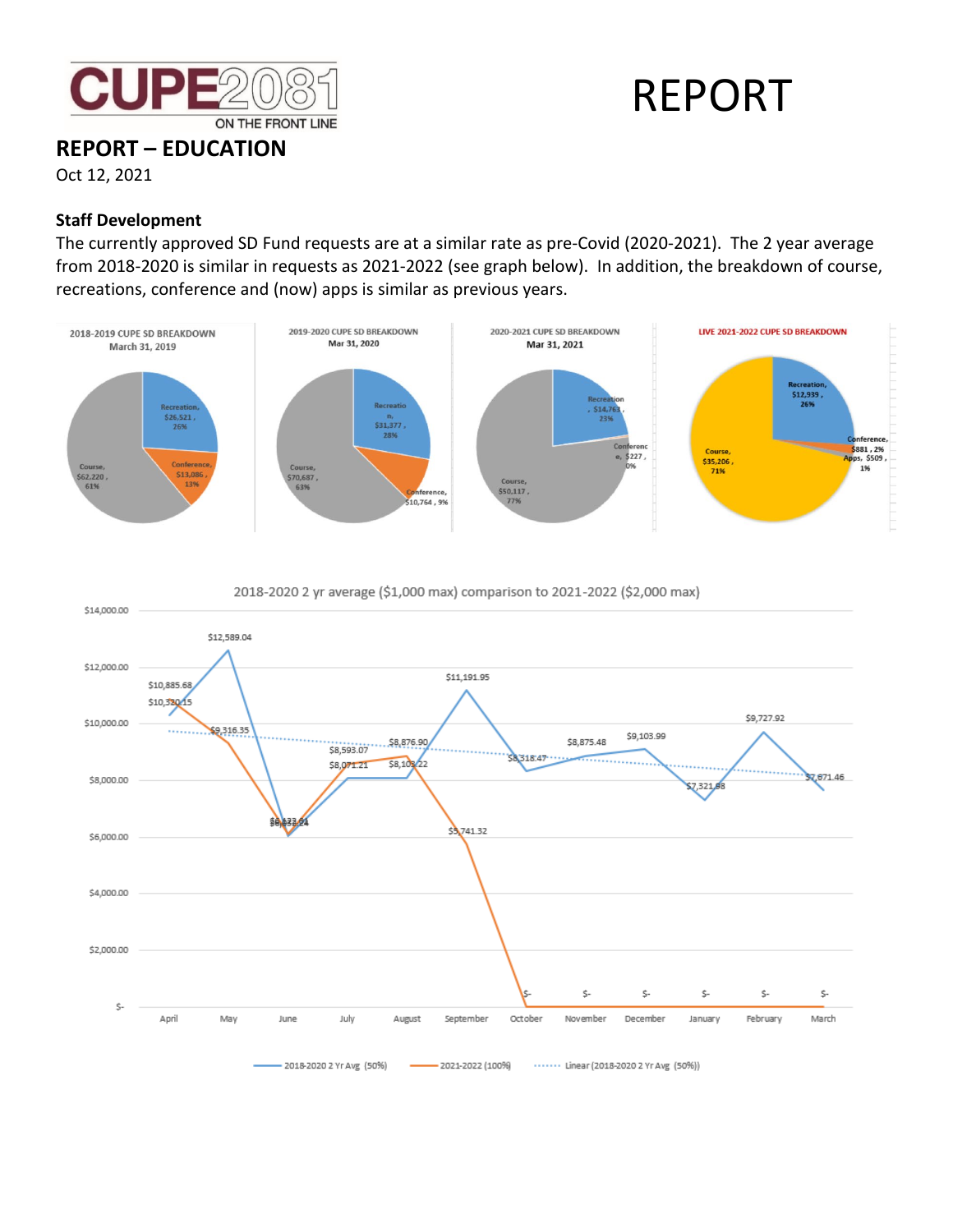# REPORT

## REPORT – EDUCATION

Oct 12, 2021

### Staff Development

The currently approved SD Fund requests are at a similar rate as pre-Covid (2020-2021). The 2 year average from 2018-2020 is similar in requests as 2021-2022 (see graph below). In addition, the breakdown of course, recreations, conference and (now) apps is similar as previous years.

**2018-2019 CUPE SD BREAKDOWN March 31, 2019**

- Recreation, $26,521, 26%
- Conference, $13,086, 13%
- Course, $62,220, 61%

**2019-2020 CUPE SD BREAKDOWN Mar 31, 2020**

- Recreation, $31,377, 28%
- Conference, $10,764, 9%
- Course, $70,687, 63%

**2020-2021 CUPE SD BREAKDOWN Mar 31, 2021**

- Recreation, $14,763, 23%
- Conference, $227, 0%
- Course, $50,117, 77%

**LIVE 2021-2022 CUPE SD BREAKDOWN**

- Recreation, $12,939, 26%
- Conference, $881, 2%
- Apps, $509, 1%
- Course, $35,206, 71%

**2018-2020 2 yr average ($1,000 max) comparison to 2021-2022 ($2,000 max)**

| Month | 2018-2020 2 Yr Avg (50%) | 2021-2022 (100%) |
|---|---|---|
| April | $10,320.15 | $10,885.68 |
| May | $12,589.04 | $9,316.35 |
| June | $6,033.84 | $6,133.24 |
| July | $8,071.21 | $8,593.07 |
| August | $8,103.22 | $8,876.90 |
| September | $11,191.95 | $5,741.32 |
| October | $8,318.47 | $- |
| November | $8,875.48 | $- |
| December | $9,103.99 | $- |
| January | $7,321.98 | $- |
| February | $9,727.92 | $- |
| March | $7,671.46 | $- |

Legend: 2018-2020 2 Yr Avg (50%); 2021-2022 (100%); Linear (2018-2020 2 Yr Avg (50%))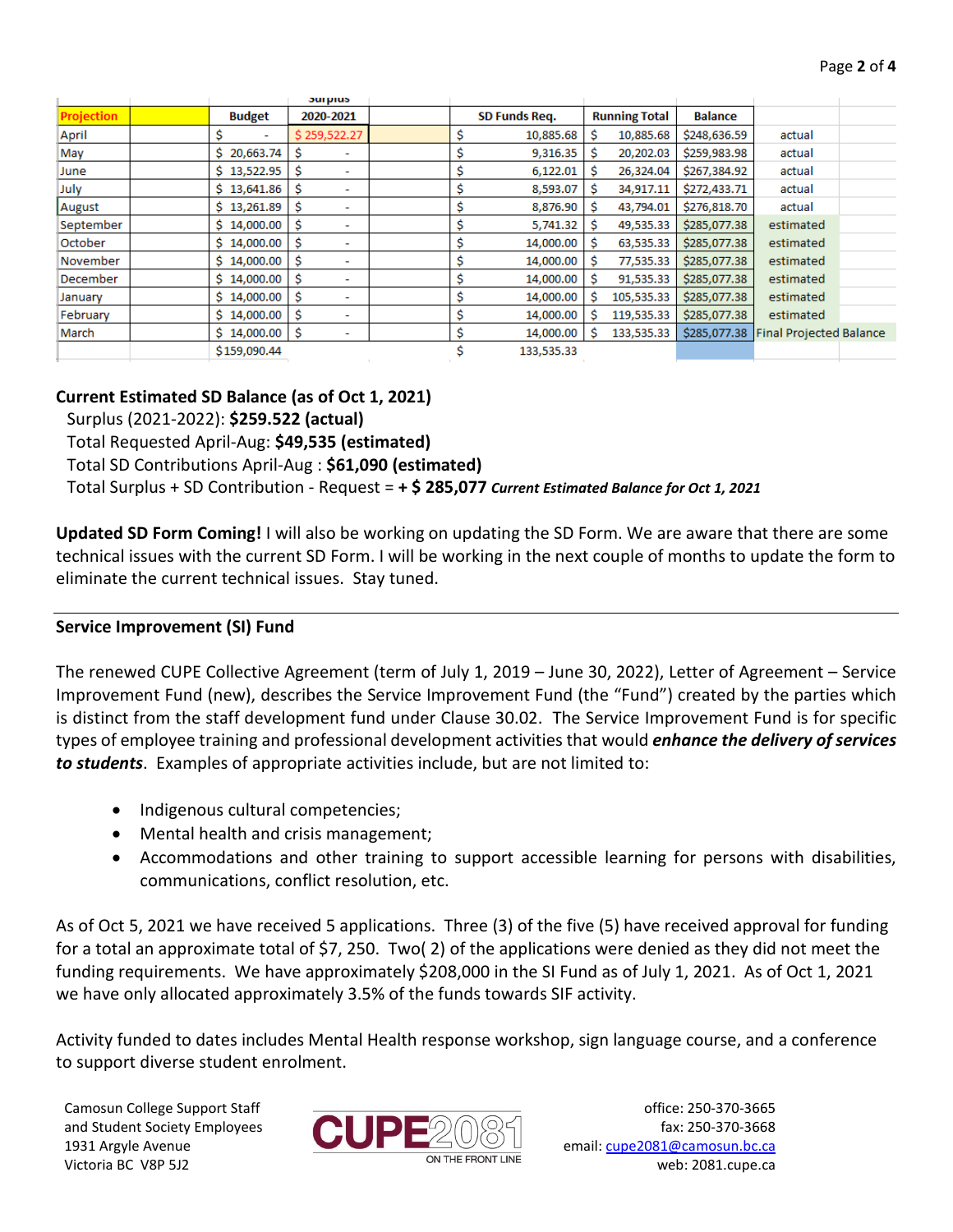| Projection | | Budget | Surplus 2020-2021 | | SD Funds Req. | Running Total | Balance | |
|---|---|---|---|---|---|---|---|---|
| April | | $ - | $ 259,522.27 | | $ 10,885.68 | $ 10,885.68 | $248,636.59 | actual |
| May | | $ 20,663.74 | $ - | | $ 9,316.35 | $ 20,202.03 | $259,983.98 | actual |
| June | | $ 13,522.95 | $ - | | $ 6,122.01 | $ 26,324.04 | $267,384.92 | actual |
| July | | $ 13,641.86 | $ - | | $ 8,593.07 | $ 34,917.11 | $272,433.71 | actual |
| August | | $ 13,261.89 | $ - | | $ 8,876.90 | $ 43,794.01 | $276,818.70 | actual |
| September | | $ 14,000.00 | $ - | | $ 5,741.32 | $ 49,535.33 | $285,077.38 | estimated |
| October | | $ 14,000.00 | $ - | | $ 14,000.00 | $ 63,535.33 | $285,077.38 | estimated |
| November | | $ 14,000.00 | $ - | | $ 14,000.00 | $ 77,535.33 | $285,077.38 | estimated |
| December | | $ 14,000.00 | $ - | | $ 14,000.00 | $ 91,535.33 | $285,077.38 | estimated |
| January | | $ 14,000.00 | $ - | | $ 14,000.00 | $ 105,535.33 | $285,077.38 | estimated |
| February | | $ 14,000.00 | $ - | | $ 14,000.00 | $ 119,535.33 | $285,077.38 | estimated |
| March | | $ 14,000.00 | $ - | | $ 14,000.00 | $ 133,535.33 | $285,077.38 | Final Projected Balance |
| | | $159,090.44 | | | $ 133,535.33 | | | |

**Current Estimated SD Balance (as of Oct 1, 2021)**

Surplus (2021-2022): **$259.522 (actual)**
Total Requested April-Aug: **$49,535 (estimated)**
Total SD Contributions April-Aug : **$61,090 (estimated)**
Total Surplus + SD Contribution - Request = **+ $ 285,077** ***Current Estimated Balance for Oct 1, 2021***

**Updated SD Form Coming!** I will also be working on updating the SD Form. We are aware that there are some technical issues with the current SD Form. I will be working in the next couple of months to update the form to eliminate the current technical issues. Stay tuned.

---

**Service Improvement (SI) Fund**

The renewed CUPE Collective Agreement (term of July 1, 2019 – June 30, 2022), Letter of Agreement – Service Improvement Fund (new), describes the Service Improvement Fund (the "Fund") created by the parties which is distinct from the staff development fund under Clause 30.02. The Service Improvement Fund is for specific types of employee training and professional development activities that would ***enhance the delivery of services to students***. Examples of appropriate activities include, but are not limited to:

- Indigenous cultural competencies;
- Mental health and crisis management;
- Accommodations and other training to support accessible learning for persons with disabilities, communications, conflict resolution, etc.

As of Oct 5, 2021 we have received 5 applications. Three (3) of the five (5) have received approval for funding for a total an approximate total of $7, 250. Two( 2) of the applications were denied as they did not meet the funding requirements. We have approximately $208,000 in the SI Fund as of July 1, 2021. As of Oct 1, 2021 we have only allocated approximately 3.5% of the funds towards SIF activity.

Activity funded to dates includes Mental Health response workshop, sign language course, and a conference to support diverse student enrolment.

Camosun College Support Staff and Student Society Employees
1931 Argyle Avenue
Victoria BC V8P 5J2

CUPE 2081 ON THE FRONT LINE

office: 250-370-3665
fax: 250-370-3668
email: cupe2081@camosun.bc.ca
web: 2081.cupe.ca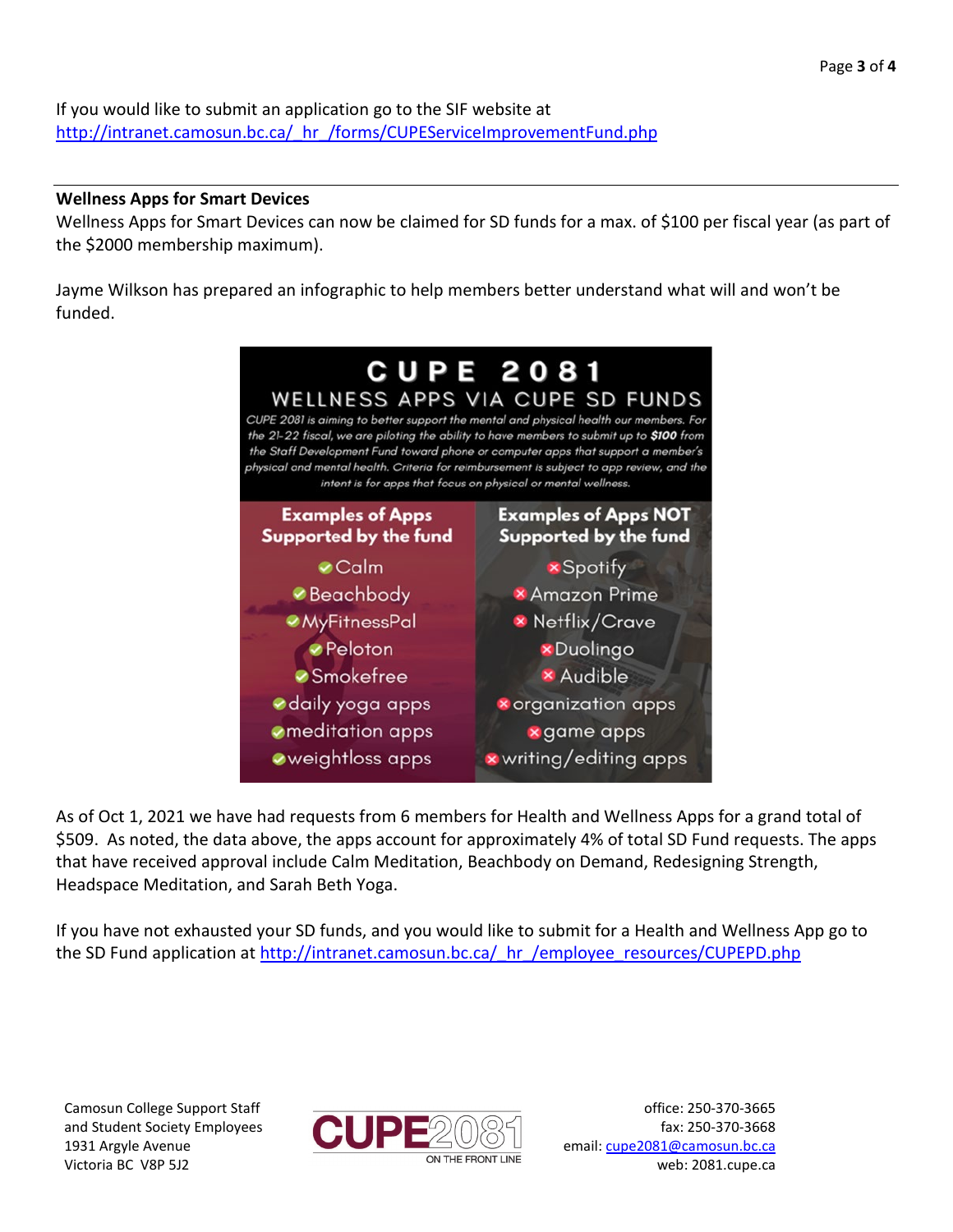If you would like to submit an application go to the SIF website at [http://intranet.camosun.bc.ca/_hr_/forms/CUPEServiceImprovementFund.php](http://intranet.camosun.bc.ca/_hr_/forms/CUPEServiceImprovementFund.php)

---

**Wellness Apps for Smart Devices**

Wellness Apps for Smart Devices can now be claimed for SD funds for a max. of $100 per fiscal year (as part of the $2000 membership maximum).

Jayme Wilkson has prepared an infographic to help members better understand what will and won't be funded.

## CUPE 2081

### WELLNESS APPS VIA CUPE SD FUNDS

*CUPE 2081 is aiming to better support the mental and physical health our members. For the 21-22 fiscal, we are piloting the ability to have members to submit up to **$100** from the Staff Development Fund toward phone or computer apps that support a member's physical and mental health. Criteria for reimbursement is subject to app review, and the intent is for apps that focus on physical or mental wellness.*

| Examples of Apps Supported by the fund | Examples of Apps NOT Supported by the fund |
|---|---|
| ✔ Calm | ✖ Spotify |
| ✔ Beachbody | ✖ Amazon Prime |
| ✔ MyFitnessPal | ✖ Netflix/Crave |
| ✔ Peloton | ✖ Duolingo |
| ✔ Smokefree | ✖ Audible |
| ✔ daily yoga apps | ✖ organization apps |
| ✔ meditation apps | ✖ game apps |
| ✔ weightloss apps | ✖ writing/editing apps |

As of Oct 1, 2021 we have had requests from 6 members for Health and Wellness Apps for a grand total of $509. As noted, the data above, the apps account for approximately 4% of total SD Fund requests. The apps that have received approval include Calm Meditation, Beachbody on Demand, Redesigning Strength, Headspace Meditation, and Sarah Beth Yoga.

If you have not exhausted your SD funds, and you would like to submit for a Health and Wellness App go to the SD Fund application at [http://intranet.camosun.bc.ca/_hr_/employee_resources/CUPEPD.php](http://intranet.camosun.bc.ca/_hr_/employee_resources/CUPEPD.php)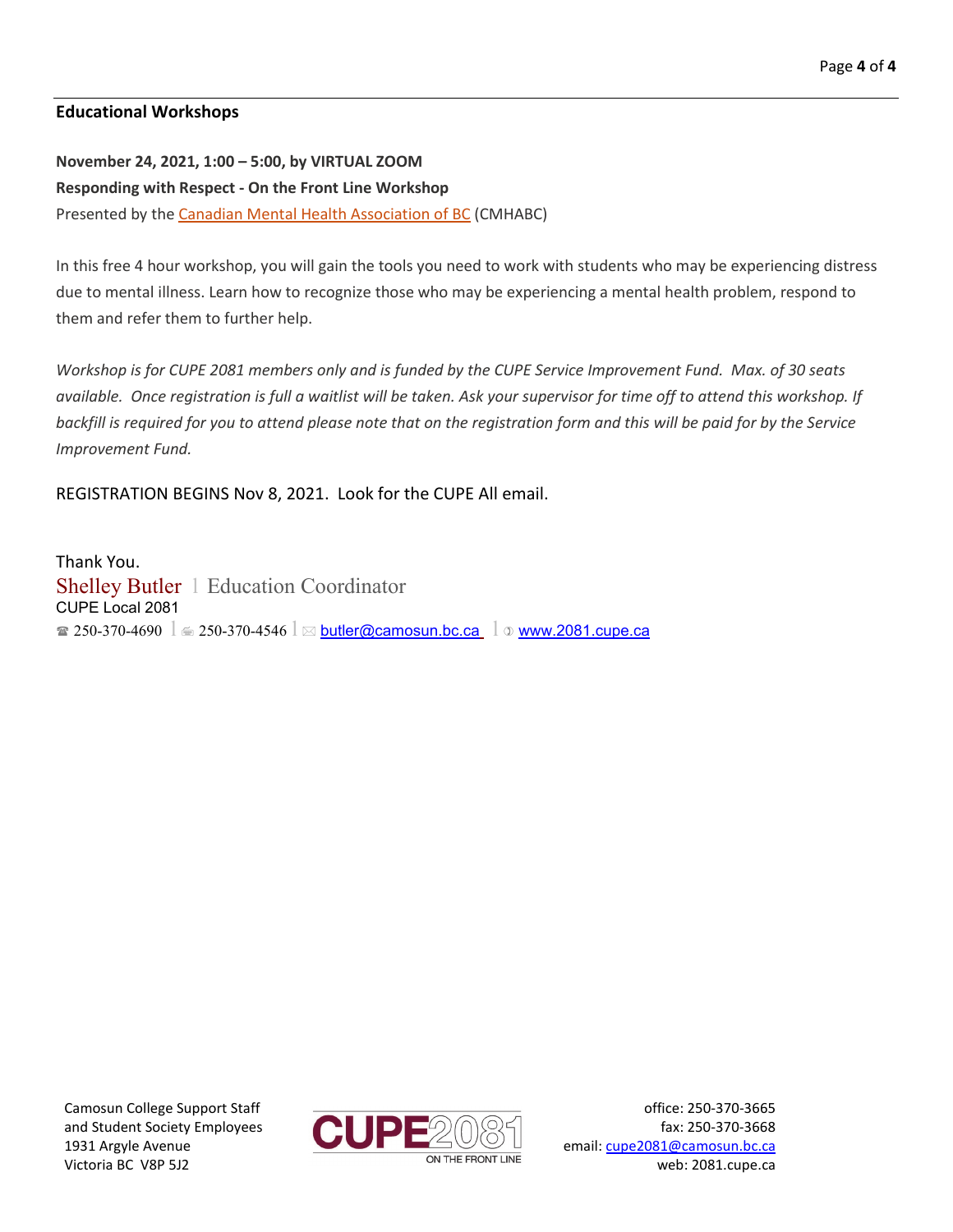## Educational Workshops

**November 24, 2021, 1:00 – 5:00, by VIRTUAL ZOOM**
**Responding with Respect - On the Front Line Workshop**
Presented by the Canadian Mental Health Association of BC (CMHABC)

In this free 4 hour workshop, you will gain the tools you need to work with students who may be experiencing distress due to mental illness. Learn how to recognize those who may be experiencing a mental health problem, respond to them and refer them to further help.

*Workshop is for CUPE 2081 members only and is funded by the CUPE Service Improvement Fund. Max. of 30 seats available. Once registration is full a waitlist will be taken. Ask your supervisor for time off to attend this workshop. If backfill is required for you to attend please note that on the registration form and this will be paid for by the Service Improvement Fund.*

REGISTRATION BEGINS Nov 8, 2021. Look for the CUPE All email.

Thank You.
Shelley Butler | Education Coordinator
CUPE Local 2081
☎ 250-370-4690 | 250-370-4546 | butler@camosun.bc.ca | www.2081.cupe.ca

Camosun College Support Staff and Student Society Employees
1931 Argyle Avenue
Victoria BC V8P 5J2

CUPE2081 ON THE FRONT LINE

office: 250-370-3665
fax: 250-370-3668
email: cupe2081@camosun.bc.ca
web: 2081.cupe.ca